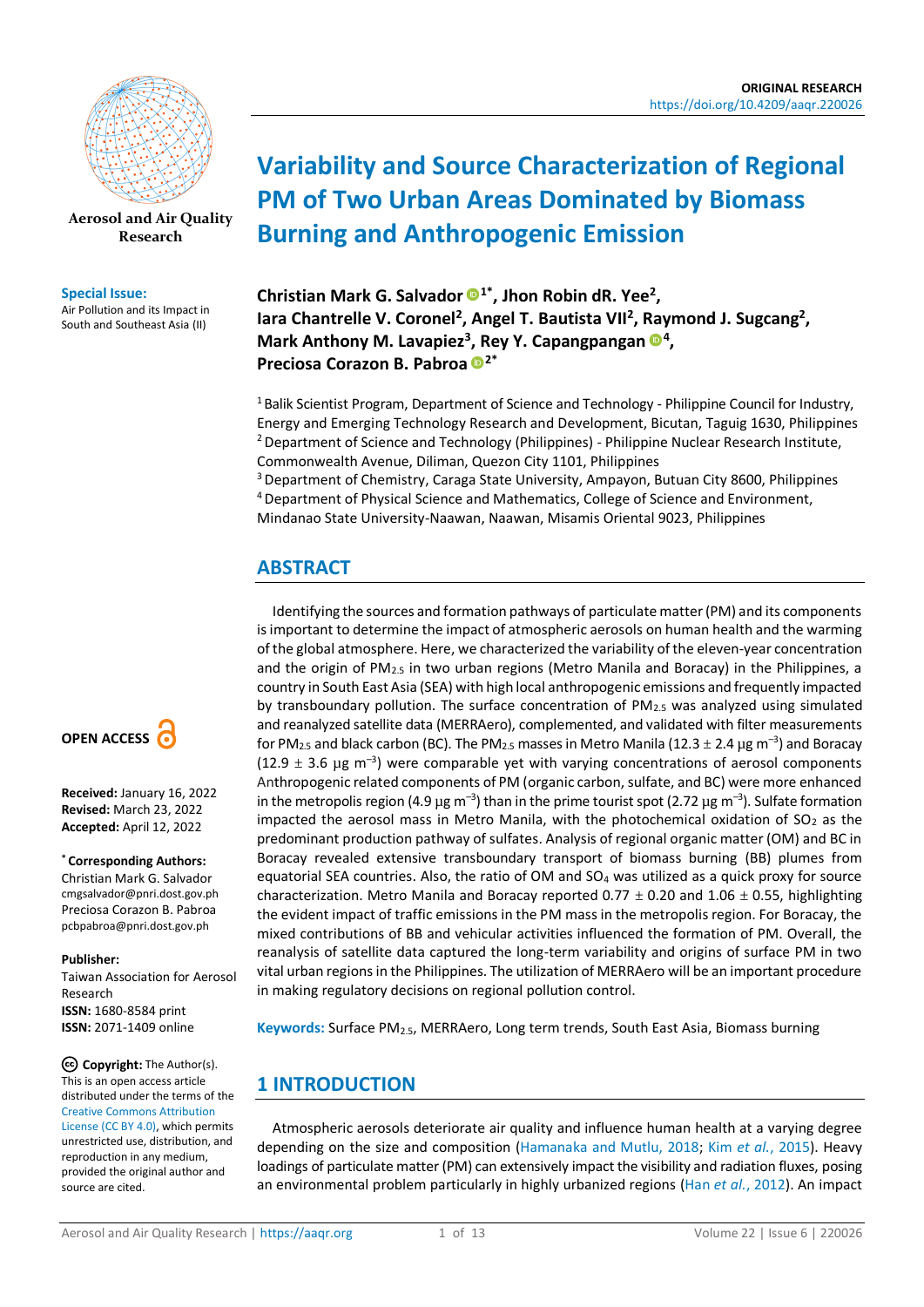ORIGINAL RESEARCH
https://doi.org/10.4209/aaqr.220026

Aerosol and Air Quality Research

**Special Issue:**
Air Pollution and its Impact in South and Southeast Asia (II)

# Variability and Source Characterization of Regional PM of Two Urban Areas Dominated by Biomass Burning and Anthropogenic Emission

**Christian Mark G. Salvador[1*], Jhon Robin dR. Yee[2], Iara Chantrelle V. Coronel[2], Angel T. Bautista VII[2], Raymond J. Sugcang[2], Mark Anthony M. Lavapiez[3], Rey Y. Capangpangan[4], Preciosa Corazon B. Pabroa[2*]**

[1] Balik Scientist Program, Department of Science and Technology - Philippine Council for Industry, Energy and Emerging Technology Research and Development, Bicutan, Taguig 1630, Philippines
[2] Department of Science and Technology (Philippines) - Philippine Nuclear Research Institute, Commonwealth Avenue, Diliman, Quezon City 1101, Philippines
[3] Department of Chemistry, Caraga State University, Ampayon, Butuan City 8600, Philippines
[4] Department of Physical Science and Mathematics, College of Science and Environment, Mindanao State University-Naawan, Naawan, Misamis Oriental 9023, Philippines

**OPEN ACCESS**

**Received:** January 16, 2022
**Revised:** March 23, 2022
**Accepted:** April 12, 2022

**\* Corresponding Authors:**
Christian Mark G. Salvador
cmgsalvador@pnri.dost.gov.ph
Preciosa Corazon B. Pabroa
pcbpabroa@pnri.dost.gov.ph

**Publisher:**
Taiwan Association for Aerosol Research
**ISSN:** 1680-8584 print
**ISSN:** 2071-1409 online

**Copyright:** The Author(s). This is an open access article distributed under the terms of the Creative Commons Attribution License (CC BY 4.0), which permits unrestricted use, distribution, and reproduction in any medium, provided the original author and source are cited.

## ABSTRACT

Identifying the sources and formation pathways of particulate matter (PM) and its components is important to determine the impact of atmospheric aerosols on human health and the warming of the global atmosphere. Here, we characterized the variability of the eleven-year concentration and the origin of $PM_{2.5}$ in two urban regions (Metro Manila and Boracay) in the Philippines, a country in South East Asia (SEA) with high local anthropogenic emissions and frequently impacted by transboundary pollution. The surface concentration of $PM_{2.5}$ was analyzed using simulated and reanalyzed satellite data (MERRAero), complemented, and validated with filter measurements for $PM_{2.5}$ and black carbon (BC). The $PM_{2.5}$ masses in Metro Manila (12.3 ± 2.4 µg $m^{-3}$) and Boracay (12.9 ± 3.6 µg $m^{-3}$) were comparable yet with varying concentrations of aerosol components Anthropogenic related components of PM (organic carbon, sulfate, and BC) were more enhanced in the metropolis region (4.9 µg $m^{-3}$) than in the prime tourist spot (2.72 µg $m^{-3}$). Sulfate formation impacted the aerosol mass in Metro Manila, with the photochemical oxidation of $SO_2$ as the predominant production pathway of sulfates. Analysis of regional organic matter (OM) and BC in Boracay revealed extensive transboundary transport of biomass burning (BB) plumes from equatorial SEA countries. Also, the ratio of OM and $SO_4$ was utilized as a quick proxy for source characterization. Metro Manila and Boracay reported 0.77 ± 0.20 and 1.06 ± 0.55, highlighting the evident impact of traffic emissions in the PM mass in the metropolis region. For Boracay, the mixed contributions of BB and vehicular activities influenced the formation of PM. Overall, the reanalysis of satellite data captured the long-term variability and origins of surface PM in two vital urban regions in the Philippines. The utilization of MERRAero will be an important procedure in making regulatory decisions on regional pollution control.

**Keywords:** Surface $PM_{2.5}$, MERRAero, Long term trends, South East Asia, Biomass burning

## 1 INTRODUCTION

Atmospheric aerosols deteriorate air quality and influence human health at a varying degree depending on the size and composition (Hamanaka and Mutlu, 2018; Kim *et al.*, 2015). Heavy loadings of particulate matter (PM) can extensively impact the visibility and radiation fluxes, posing an environmental problem particularly in highly urbanized regions (Han *et al.*, 2012). An impact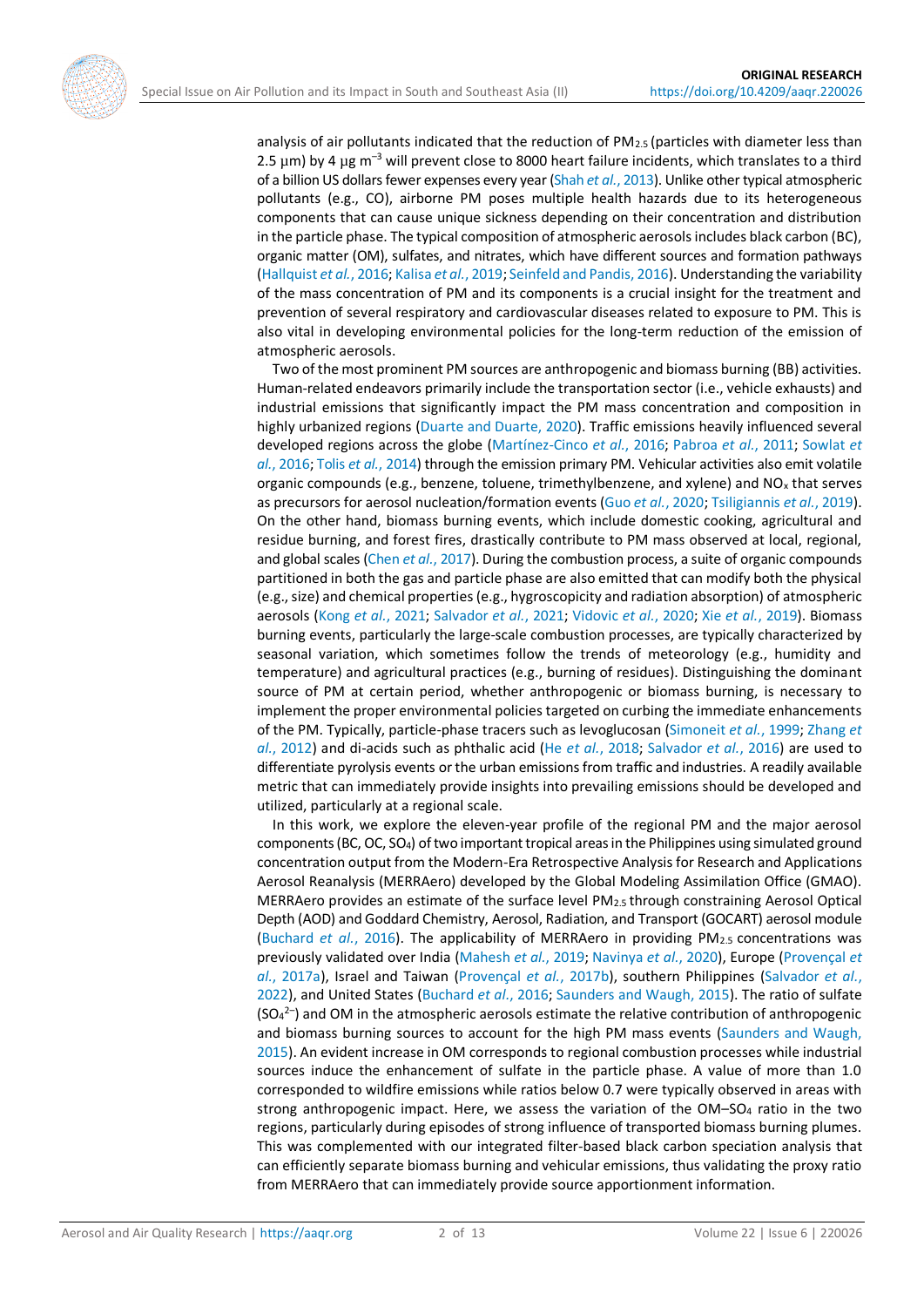analysis of air pollutants indicated that the reduction of $PM_{2.5}$ (particles with diameter less than 2.5 µm) by 4 µg $m^{-3}$ will prevent close to 8000 heart failure incidents, which translates to a third of a billion US dollars fewer expenses every year (Shah *et al.*, 2013). Unlike other typical atmospheric pollutants (e.g., CO), airborne PM poses multiple health hazards due to its heterogeneous components that can cause unique sickness depending on their concentration and distribution in the particle phase. The typical composition of atmospheric aerosols includes black carbon (BC), organic matter (OM), sulfates, and nitrates, which have different sources and formation pathways (Hallquist *et al.*, 2016; Kalisa *et al.*, 2019; Seinfeld and Pandis, 2016). Understanding the variability of the mass concentration of PM and its components is a crucial insight for the treatment and prevention of several respiratory and cardiovascular diseases related to exposure to PM. This is also vital in developing environmental policies for the long-term reduction of the emission of atmospheric aerosols.

Two of the most prominent PM sources are anthropogenic and biomass burning (BB) activities. Human-related endeavors primarily include the transportation sector (i.e., vehicle exhausts) and industrial emissions that significantly impact the PM mass concentration and composition in highly urbanized regions (Duarte and Duarte, 2020). Traffic emissions heavily influenced several developed regions across the globe (Martínez-Cinco *et al.*, 2016; Pabroa *et al.*, 2011; Sowlat *et al.*, 2016; Tolis *et al.*, 2014) through the emission primary PM. Vehicular activities also emit volatile organic compounds (e.g., benzene, toluene, trimethylbenzene, and xylene) and $NO_x$ that serves as precursors for aerosol nucleation/formation events (Guo *et al.*, 2020; Tsiligiannis *et al.*, 2019). On the other hand, biomass burning events, which include domestic cooking, agricultural and residue burning, and forest fires, drastically contribute to PM mass observed at local, regional, and global scales (Chen *et al.*, 2017). During the combustion process, a suite of organic compounds partitioned in both the gas and particle phase are also emitted that can modify both the physical (e.g., size) and chemical properties (e.g., hygroscopicity and radiation absorption) of atmospheric aerosols (Kong *et al.*, 2021; Salvador *et al.*, 2021; Vidovic *et al.*, 2020; Xie *et al.*, 2019). Biomass burning events, particularly the large-scale combustion processes, are typically characterized by seasonal variation, which sometimes follow the trends of meteorology (e.g., humidity and temperature) and agricultural practices (e.g., burning of residues). Distinguishing the dominant source of PM at certain period, whether anthropogenic or biomass burning, is necessary to implement the proper environmental policies targeted on curbing the immediate enhancements of the PM. Typically, particle-phase tracers such as levoglucosan (Simoneit *et al.*, 1999; Zhang *et al.*, 2012) and di-acids such as phthalic acid (He *et al.*, 2018; Salvador *et al.*, 2016) are used to differentiate pyrolysis events or the urban emissions from traffic and industries. A readily available metric that can immediately provide insights into prevailing emissions should be developed and utilized, particularly at a regional scale.

In this work, we explore the eleven-year profile of the regional PM and the major aerosol components (BC, OC, $SO_4$) of two important tropical areas in the Philippines using simulated ground concentration output from the Modern-Era Retrospective Analysis for Research and Applications Aerosol Reanalysis (MERRAero) developed by the Global Modeling Assimilation Office (GMAO). MERRAero provides an estimate of the surface level $PM_{2.5}$ through constraining Aerosol Optical Depth (AOD) and Goddard Chemistry, Aerosol, Radiation, and Transport (GOCART) aerosol module (Buchard *et al.*, 2016). The applicability of MERRAero in providing $PM_{2.5}$ concentrations was previously validated over India (Mahesh *et al.*, 2019; Navinya *et al.*, 2020), Europe (Provençal *et al.*, 2017a), Israel and Taiwan (Provençal *et al.*, 2017b), southern Philippines (Salvador *et al.*, 2022), and United States (Buchard *et al.*, 2016; Saunders and Waugh, 2015). The ratio of sulfate ($SO_4^{2-}$) and OM in the atmospheric aerosols estimate the relative contribution of anthropogenic and biomass burning sources to account for the high PM mass events (Saunders and Waugh, 2015). An evident increase in OM corresponds to regional combustion processes while industrial sources induce the enhancement of sulfate in the particle phase. A value of more than 1.0 corresponded to wildfire emissions while ratios below 0.7 were typically observed in areas with strong anthropogenic impact. Here, we assess the variation of the OM–$SO_4$ ratio in the two regions, particularly during episodes of strong influence of transported biomass burning plumes. This was complemented with our integrated filter-based black carbon speciation analysis that can efficiently separate biomass burning and vehicular emissions, thus validating the proxy ratio from MERRAero that can immediately provide source apportionment information.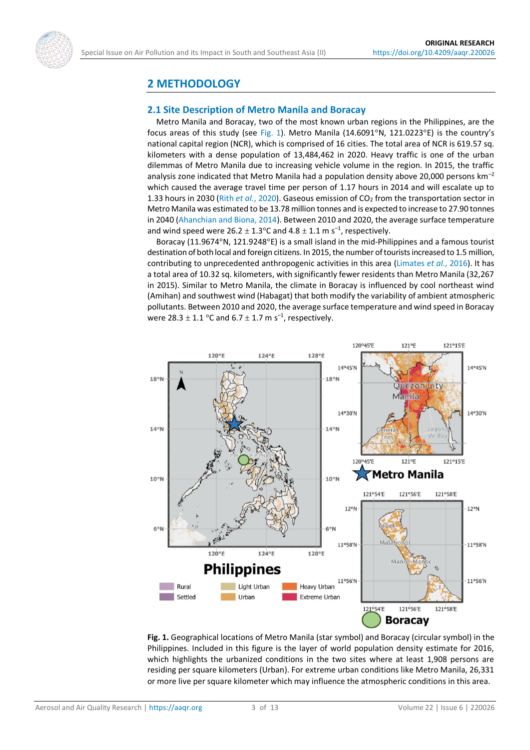## 2 METHODOLOGY

### 2.1 Site Description of Metro Manila and Boracay

Metro Manila and Boracay, two of the most known urban regions in the Philippines, are the focus areas of this study (see Fig. 1). Metro Manila (14.6091°N, 121.0223°E) is the country's national capital region (NCR), which is comprised of 16 cities. The total area of NCR is 619.57 sq. kilometers with a dense population of 13,484,462 in 2020. Heavy traffic is one of the urban dilemmas of Metro Manila due to increasing vehicle volume in the region. In 2015, the traffic analysis zone indicated that Metro Manila had a population density above 20,000 persons $km^{-2}$ which caused the average travel time per person of 1.17 hours in 2014 and will escalate up to 1.33 hours in 2030 (Rith *et al.*, 2020). Gaseous emission of $CO_2$ from the transportation sector in Metro Manila was estimated to be 13.78 million tonnes and is expected to increase to 27.90 tonnes in 2040 (Ahanchian and Biona, 2014). Between 2010 and 2020, the average surface temperature and wind speed were $26.2 \pm 1.3$°C and $4.8 \pm 1.1$ m $s^{-1}$, respectively.

Boracay (11.9674°N, 121.9248°E) is a small island in the mid-Philippines and a famous tourist destination of both local and foreign citizens. In 2015, the number of tourists increased to 1.5 million, contributing to unprecedented anthropogenic activities in this area (Limates *et al.*, 2016). It has a total area of 10.32 sq. kilometers, with significantly fewer residents than Metro Manila (32,267 in 2015). Similar to Metro Manila, the climate in Boracay is influenced by cool northeast wind (Amihan) and southwest wind (Habagat) that both modify the variability of ambient atmospheric pollutants. Between 2010 and 2020, the average surface temperature and wind speed in Boracay were $28.3 \pm 1.1$ °C and $6.7 \pm 1.7$ m $s^{-1}$, respectively.

**Fig. 1.** Geographical locations of Metro Manila (star symbol) and Boracay (circular symbol) in the Philippines. Included in this figure is the layer of world population density estimate for 2016, which highlights the urbanized conditions in the two sites where at least 1,908 persons are residing per square kilometers (Urban). For extreme urban conditions like Metro Manila, 26,331 or more live per square kilometer which may influence the atmospheric conditions in this area.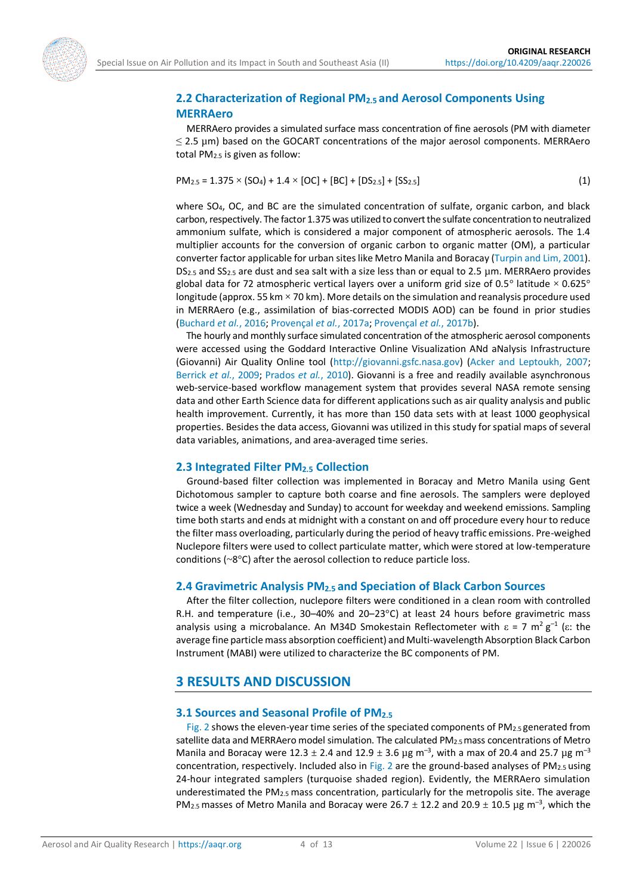## 2.2 Characterization of Regional $PM_{2.5}$ and Aerosol Components Using MERRAero

MERRAero provides a simulated surface mass concentration of fine aerosols (PM with diameter $\leq$ 2.5 µm) based on the GOCART concentrations of the major aerosol components. MERRAero total $PM_{2.5}$ is given as follow:

$$PM_{2.5} = 1.375 \times (SO_4) + 1.4 \times [OC] + [BC] + [DS_{2.5}] + [SS_{2.5}] \quad (1)$$

where $SO_4$, OC, and BC are the simulated concentration of sulfate, organic carbon, and black carbon, respectively. The factor 1.375 was utilized to convert the sulfate concentration to neutralized ammonium sulfate, which is considered a major component of atmospheric aerosols. The 1.4 multiplier accounts for the conversion of organic carbon to organic matter (OM), a particular converter factor applicable for urban sites like Metro Manila and Boracay (Turpin and Lim, 2001). $DS_{2.5}$ and $SS_{2.5}$ are dust and sea salt with a size less than or equal to 2.5 µm. MERRAero provides global data for 72 atmospheric vertical layers over a uniform grid size of 0.5° latitude × 0.625° longitude (approx. 55 km × 70 km). More details on the simulation and reanalysis procedure used in MERRAero (e.g., assimilation of bias-corrected MODIS AOD) can be found in prior studies (Buchard *et al.*, 2016; Provençal *et al.*, 2017a; Provençal *et al.*, 2017b).

The hourly and monthly surface simulated concentration of the atmospheric aerosol components were accessed using the Goddard Interactive Online Visualization ANd aNalysis Infrastructure (Giovanni) Air Quality Online tool (http://giovanni.gsfc.nasa.gov) (Acker and Leptoukh, 2007; Berrick *et al.*, 2009; Prados *et al.*, 2010). Giovanni is a free and readily available asynchronous web-service-based workflow management system that provides several NASA remote sensing data and other Earth Science data for different applications such as air quality analysis and public health improvement. Currently, it has more than 150 data sets with at least 1000 geophysical properties. Besides the data access, Giovanni was utilized in this study for spatial maps of several data variables, animations, and area-averaged time series.

## 2.3 Integrated Filter $PM_{2.5}$ Collection

Ground-based filter collection was implemented in Boracay and Metro Manila using Gent Dichotomous sampler to capture both coarse and fine aerosols. The samplers were deployed twice a week (Wednesday and Sunday) to account for weekday and weekend emissions. Sampling time both starts and ends at midnight with a constant on and off procedure every hour to reduce the filter mass overloading, particularly during the period of heavy traffic emissions. Pre-weighed Nuclepore filters were used to collect particulate matter, which were stored at low-temperature conditions (~8°C) after the aerosol collection to reduce particle loss.

## 2.4 Gravimetric Analysis $PM_{2.5}$ and Speciation of Black Carbon Sources

After the filter collection, nuclepore filters were conditioned in a clean room with controlled R.H. and temperature (i.e., 30–40% and 20–23°C) at least 24 hours before gravimetric mass analysis using a microbalance. An M34D Smokestain Reflectometer with $\varepsilon = 7\ m^2\ g^{-1}$ ($\varepsilon$: the average fine particle mass absorption coefficient) and Multi-wavelength Absorption Black Carbon Instrument (MABI) were utilized to characterize the BC components of PM.

# 3 RESULTS AND DISCUSSION

## 3.1 Sources and Seasonal Profile of $PM_{2.5}$

Fig. 2 shows the eleven-year time series of the speciated components of $PM_{2.5}$ generated from satellite data and MERRAero model simulation. The calculated $PM_{2.5}$ mass concentrations of Metro Manila and Boracay were 12.3 ± 2.4 and 12.9 ± 3.6 µg $m^{-3}$, with a max of 20.4 and 25.7 µg $m^{-3}$ concentration, respectively. Included also in Fig. 2 are the ground-based analyses of $PM_{2.5}$ using 24-hour integrated samplers (turquoise shaded region). Evidently, the MERRAero simulation underestimated the $PM_{2.5}$ mass concentration, particularly for the metropolis site. The average $PM_{2.5}$ masses of Metro Manila and Boracay were 26.7 ± 12.2 and 20.9 ± 10.5 µg $m^{-3}$, which the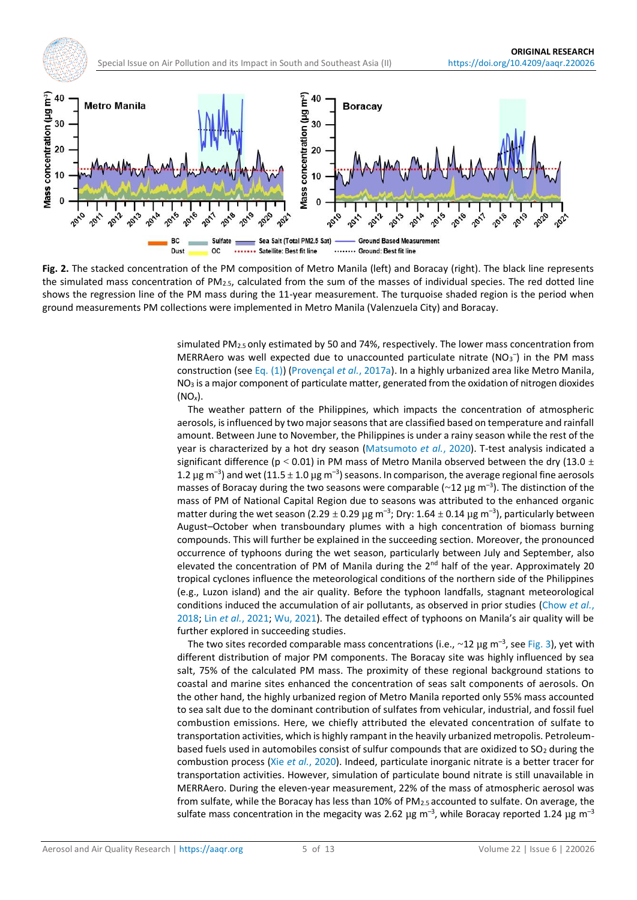Fig. 2. The stacked concentration of the PM composition of Metro Manila (left) and Boracay (right). The black line represents the simulated mass concentration of $PM_{2.5}$, calculated from the sum of the masses of individual species. The red dotted line shows the regression line of the PM mass during the 11-year measurement. The turquoise shaded region is the period when ground measurements PM collections were implemented in Metro Manila (Valenzuela City) and Boracay.

simulated $PM_{2.5}$ only estimated by 50 and 74%, respectively. The lower mass concentration from MERRAero was well expected due to unaccounted particulate nitrate ($NO_3^-$) in the PM mass construction (see Eq. (1)) (Provençal *et al.*, 2017a). In a highly urbanized area like Metro Manila, $NO_3$ is a major component of particulate matter, generated from the oxidation of nitrogen dioxides ($NO_x$).

The weather pattern of the Philippines, which impacts the concentration of atmospheric aerosols, is influenced by two major seasons that are classified based on temperature and rainfall amount. Between June to November, the Philippines is under a rainy season while the rest of the year is characterized by a hot dry season (Matsumoto *et al.*, 2020). T-test analysis indicated a significant difference ($p < 0.01$) in PM mass of Metro Manila observed between the dry ($13.0 \pm 1.2$ µg $m^{-3}$) and wet ($11.5 \pm 1.0$ µg $m^{-3}$) seasons. In comparison, the average regional fine aerosols masses of Boracay during the two seasons were comparable (~12 µg $m^{-3}$). The distinction of the mass of PM of National Capital Region due to seasons was attributed to the enhanced organic matter during the wet season ($2.29 \pm 0.29$ µg $m^{-3}$; Dry: $1.64 \pm 0.14$ µg $m^{-3}$), particularly between August–October when transboundary plumes with a high concentration of biomass burning compounds. This will further be explained in the succeeding section. Moreover, the pronounced occurrence of typhoons during the wet season, particularly between July and September, also elevated the concentration of PM of Manila during the 2nd half of the year. Approximately 20 tropical cyclones influence the meteorological conditions of the northern side of the Philippines (e.g., Luzon island) and the air quality. Before the typhoon landfalls, stagnant meteorological conditions induced the accumulation of air pollutants, as observed in prior studies (Chow *et al.*, 2018; Lin *et al.*, 2021; Wu, 2021). The detailed effect of typhoons on Manila's air quality will be further explored in succeeding studies.

The two sites recorded comparable mass concentrations (i.e., ~12 µg $m^{-3}$, see Fig. 3), yet with different distribution of major PM components. The Boracay site was highly influenced by sea salt, 75% of the calculated PM mass. The proximity of these regional background stations to coastal and marine sites enhanced the concentration of seas salt components of aerosols. On the other hand, the highly urbanized region of Metro Manila reported only 55% mass accounted to sea salt due to the dominant contribution of sulfates from vehicular, industrial, and fossil fuel combustion emissions. Here, we chiefly attributed the elevated concentration of sulfate to transportation activities, which is highly rampant in the heavily urbanized metropolis. Petroleum-based fuels used in automobiles consist of sulfur compounds that are oxidized to $SO_2$ during the combustion process (Xie *et al.*, 2020). Indeed, particulate inorganic nitrate is a better tracer for transportation activities. However, simulation of particulate bound nitrate is still unavailable in MERRAero. During the eleven-year measurement, 22% of the mass of atmospheric aerosol was from sulfate, while the Boracay has less than 10% of $PM_{2.5}$ accounted to sulfate. On average, the sulfate mass concentration in the megacity was 2.62 µg $m^{-3}$, while Boracay reported 1.24 µg $m^{-3}$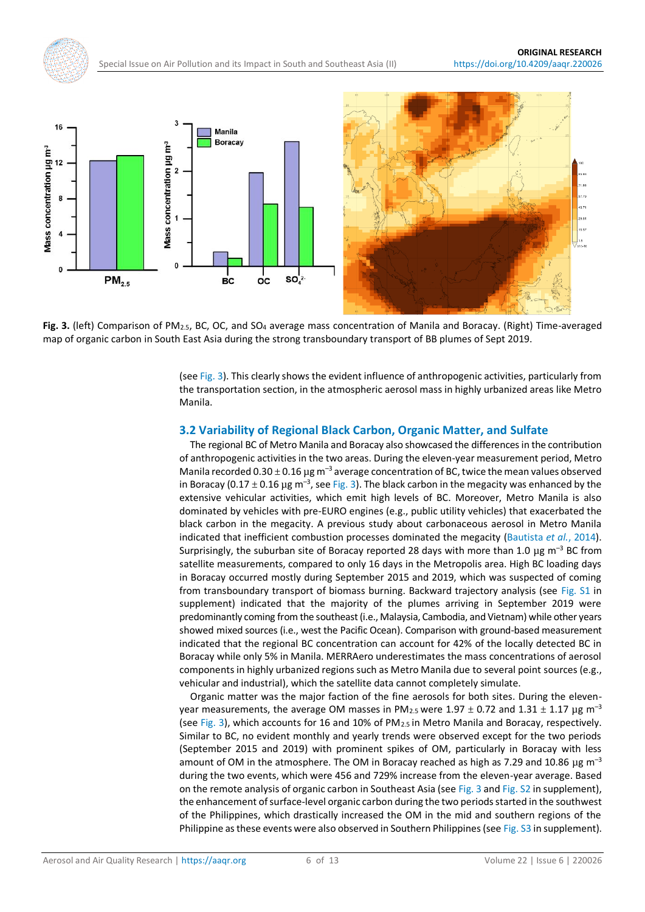**Fig. 3.** (left) Comparison of $PM_{2.5}$, BC, OC, and $SO_4$ average mass concentration of Manila and Boracay. (Right) Time-averaged map of organic carbon in South East Asia during the strong transboundary transport of BB plumes of Sept 2019.

(see Fig. 3). This clearly shows the evident influence of anthropogenic activities, particularly from the transportation section, in the atmospheric aerosol mass in highly urbanized areas like Metro Manila.

## 3.2 Variability of Regional Black Carbon, Organic Matter, and Sulfate

The regional BC of Metro Manila and Boracay also showcased the differences in the contribution of anthropogenic activities in the two areas. During the eleven-year measurement period, Metro Manila recorded $0.30 \pm 0.16$ µg $m^{-3}$ average concentration of BC, twice the mean values observed in Boracay ($0.17 \pm 0.16$ µg $m^{-3}$, see Fig. 3). The black carbon in the megacity was enhanced by the extensive vehicular activities, which emit high levels of BC. Moreover, Metro Manila is also dominated by vehicles with pre-EURO engines (e.g., public utility vehicles) that exacerbated the black carbon in the megacity. A previous study about carbonaceous aerosol in Metro Manila indicated that inefficient combustion processes dominated the megacity (Bautista *et al.*, 2014). Surprisingly, the suburban site of Boracay reported 28 days with more than 1.0 µg $m^{-3}$ BC from satellite measurements, compared to only 16 days in the Metropolis area. High BC loading days in Boracay occurred mostly during September 2015 and 2019, which was suspected of coming from transboundary transport of biomass burning. Backward trajectory analysis (see Fig. S1 in supplement) indicated that the majority of the plumes arriving in September 2019 were predominantly coming from the southeast (i.e., Malaysia, Cambodia, and Vietnam) while other years showed mixed sources (i.e., west the Pacific Ocean). Comparison with ground-based measurement indicated that the regional BC concentration can account for 42% of the locally detected BC in Boracay while only 5% in Manila. MERRAero underestimates the mass concentrations of aerosol components in highly urbanized regions such as Metro Manila due to several point sources (e.g., vehicular and industrial), which the satellite data cannot completely simulate.

Organic matter was the major faction of the fine aerosols for both sites. During the eleven-year measurements, the average OM masses in $PM_{2.5}$ were $1.97 \pm 0.72$ and $1.31 \pm 1.17$ µg $m^{-3}$ (see Fig. 3), which accounts for 16 and 10% of $PM_{2.5}$ in Metro Manila and Boracay, respectively. Similar to BC, no evident monthly and yearly trends were observed except for the two periods (September 2015 and 2019) with prominent spikes of OM, particularly in Boracay with less amount of OM in the atmosphere. The OM in Boracay reached as high as 7.29 and 10.86 µg $m^{-3}$ during the two events, which were 456 and 729% increase from the eleven-year average. Based on the remote analysis of organic carbon in Southeast Asia (see Fig. 3 and Fig. S2 in supplement), the enhancement of surface-level organic carbon during the two periods started in the southwest of the Philippines, which drastically increased the OM in the mid and southern regions of the Philippine as these events were also observed in Southern Philippines (see Fig. S3 in supplement).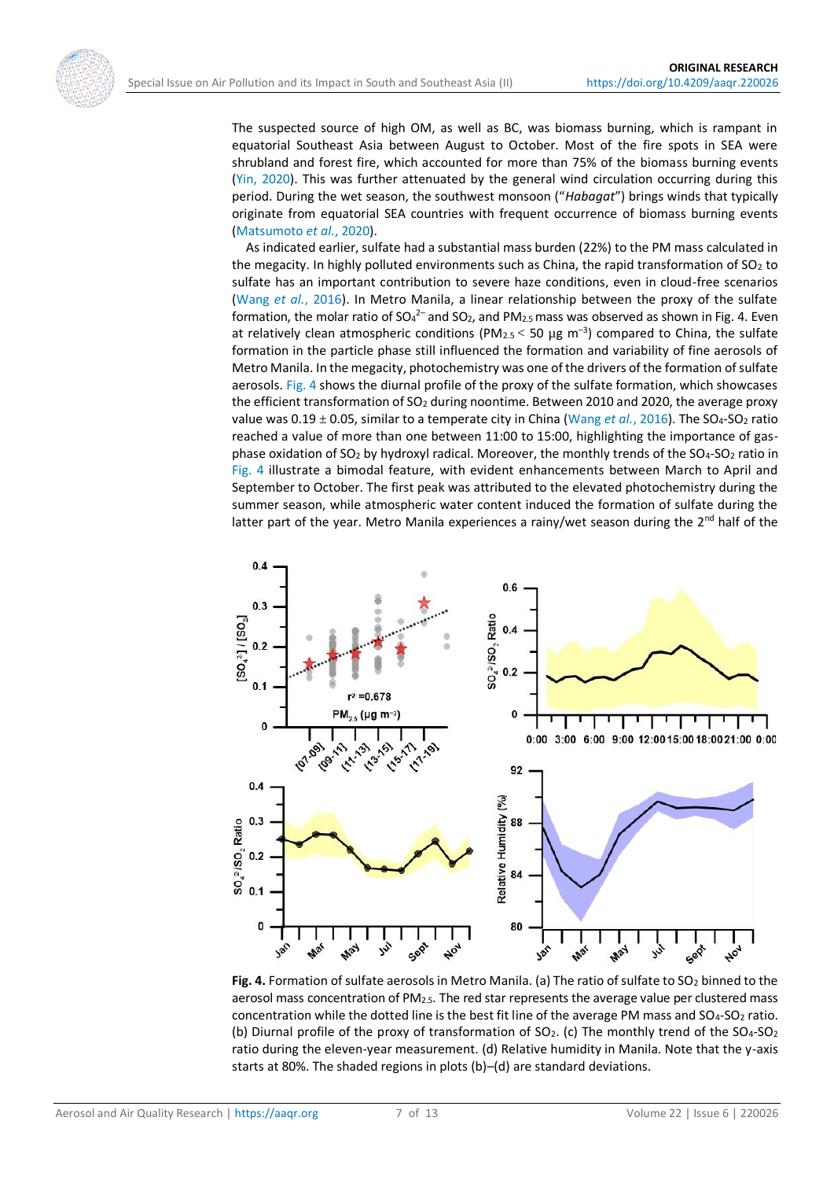The suspected source of high OM, as well as BC, was biomass burning, which is rampant in equatorial Southeast Asia between August to October. Most of the fire spots in SEA were shrubland and forest fire, which accounted for more than 75% of the biomass burning events (Yin, 2020). This was further attenuated by the general wind circulation occurring during this period. During the wet season, the southwest monsoon ("*Habagat*") brings winds that typically originate from equatorial SEA countries with frequent occurrence of biomass burning events (Matsumoto *et al.*, 2020).

As indicated earlier, sulfate had a substantial mass burden (22%) to the PM mass calculated in the megacity. In highly polluted environments such as China, the rapid transformation of $SO_2$ to sulfate has an important contribution to severe haze conditions, even in cloud-free scenarios (Wang *et al.*, 2016). In Metro Manila, a linear relationship between the proxy of the sulfate formation, the molar ratio of $SO_4^{2-}$ and $SO_2$, and $PM_{2.5}$ mass was observed as shown in Fig. 4. Even at relatively clean atmospheric conditions ($PM_{2.5} < 50$ µg $m^{-3}$) compared to China, the sulfate formation in the particle phase still influenced the formation and variability of fine aerosols of Metro Manila. In the megacity, photochemistry was one of the drivers of the formation of sulfate aerosols. Fig. 4 shows the diurnal profile of the proxy of the sulfate formation, which showcases the efficient transformation of $SO_2$ during noontime. Between 2010 and 2020, the average proxy value was $0.19 \pm 0.05$, similar to a temperate city in China (Wang *et al.*, 2016). The $SO_4$-$SO_2$ ratio reached a value of more than one between 11:00 to 15:00, highlighting the importance of gas-phase oxidation of $SO_2$ by hydroxyl radical. Moreover, the monthly trends of the $SO_4$-$SO_2$ ratio in Fig. 4 illustrate a bimodal feature, with evident enhancements between March to April and September to October. The first peak was attributed to the elevated photochemistry during the summer season, while atmospheric water content induced the formation of sulfate during the latter part of the year. Metro Manila experiences a rainy/wet season during the 2nd half of the

**Fig. 4.** Formation of sulfate aerosols in Metro Manila. (a) The ratio of sulfate to $SO_2$ binned to the aerosol mass concentration of $PM_{2.5}$. The red star represents the average value per clustered mass concentration while the dotted line is the best fit line of the average PM mass and $SO_4$-$SO_2$ ratio. (b) Diurnal profile of the proxy of transformation of $SO_2$. (c) The monthly trend of the $SO_4$-$SO_2$ ratio during the eleven-year measurement. (d) Relative humidity in Manila. Note that the y-axis starts at 80%. The shaded regions in plots (b)–(d) are standard deviations.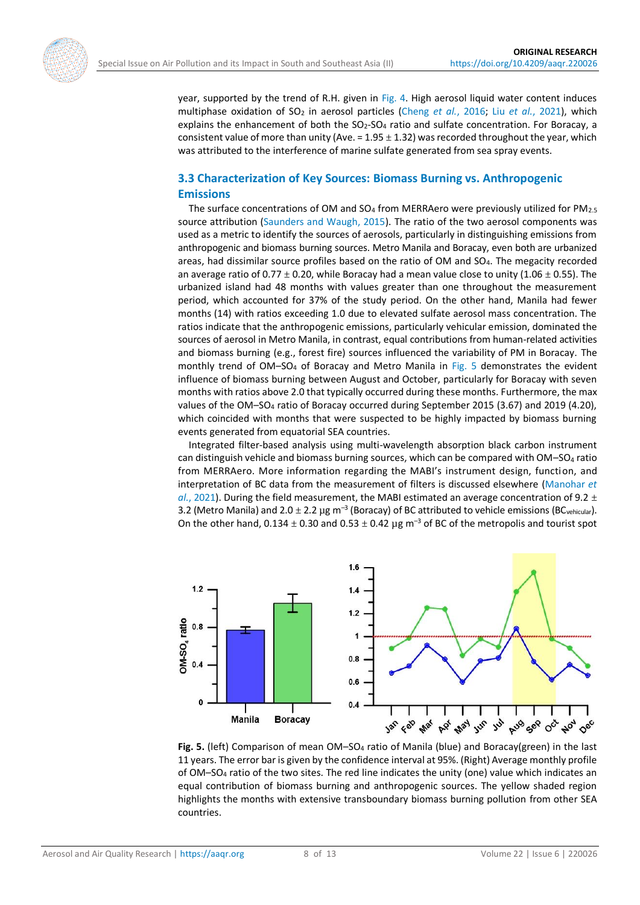year, supported by the trend of R.H. given in Fig. 4. High aerosol liquid water content induces multiphase oxidation of $SO_2$ in aerosol particles (Cheng *et al.*, 2016; Liu *et al.*, 2021), which explains the enhancement of both the $SO_2$-$SO_4$ ratio and sulfate concentration. For Boracay, a consistent value of more than unity (Ave. = 1.95 ± 1.32) was recorded throughout the year, which was attributed to the interference of marine sulfate generated from sea spray events.

### 3.3 Characterization of Key Sources: Biomass Burning vs. Anthropogenic Emissions

The surface concentrations of OM and $SO_4$ from MERRAero were previously utilized for $PM_{2.5}$ source attribution (Saunders and Waugh, 2015). The ratio of the two aerosol components was used as a metric to identify the sources of aerosols, particularly in distinguishing emissions from anthropogenic and biomass burning sources. Metro Manila and Boracay, even both are urbanized areas, had dissimilar source profiles based on the ratio of OM and $SO_4$. The megacity recorded an average ratio of 0.77 ± 0.20, while Boracay had a mean value close to unity (1.06 ± 0.55). The urbanized island had 48 months with values greater than one throughout the measurement period, which accounted for 37% of the study period. On the other hand, Manila had fewer months (14) with ratios exceeding 1.0 due to elevated sulfate aerosol mass concentration. The ratios indicate that the anthropogenic emissions, particularly vehicular emission, dominated the sources of aerosol in Metro Manila, in contrast, equal contributions from human-related activities and biomass burning (e.g., forest fire) sources influenced the variability of PM in Boracay. The monthly trend of OM–$SO_4$ of Boracay and Metro Manila in Fig. 5 demonstrates the evident influence of biomass burning between August and October, particularly for Boracay with seven months with ratios above 2.0 that typically occurred during these months. Furthermore, the max values of the OM–$SO_4$ ratio of Boracay occurred during September 2015 (3.67) and 2019 (4.20), which coincided with months that were suspected to be highly impacted by biomass burning events generated from equatorial SEA countries.

Integrated filter-based analysis using multi-wavelength absorption black carbon instrument can distinguish vehicle and biomass burning sources, which can be compared with OM–$SO_4$ ratio from MERRAero. More information regarding the MABI's instrument design, function, and interpretation of BC data from the measurement of filters is discussed elsewhere (Manohar *et al.*, 2021). During the field measurement, the MABI estimated an average concentration of 9.2 ± 3.2 (Metro Manila) and 2.0 ± 2.2 µg $m^{-3}$ (Boracay) of BC attributed to vehicle emissions ($BC_{vehicular}$). On the other hand, 0.134 ± 0.30 and 0.53 ± 0.42 µg $m^{-3}$ of BC of the metropolis and tourist spot

**Fig. 5.** (left) Comparison of mean OM–$SO_4$ ratio of Manila (blue) and Boracay(green) in the last 11 years. The error bar is given by the confidence interval at 95%. (Right) Average monthly profile of OM–$SO_4$ ratio of the two sites. The red line indicates the unity (one) value which indicates an equal contribution of biomass burning and anthropogenic sources. The yellow shaded region highlights the months with extensive transboundary biomass burning pollution from other SEA countries.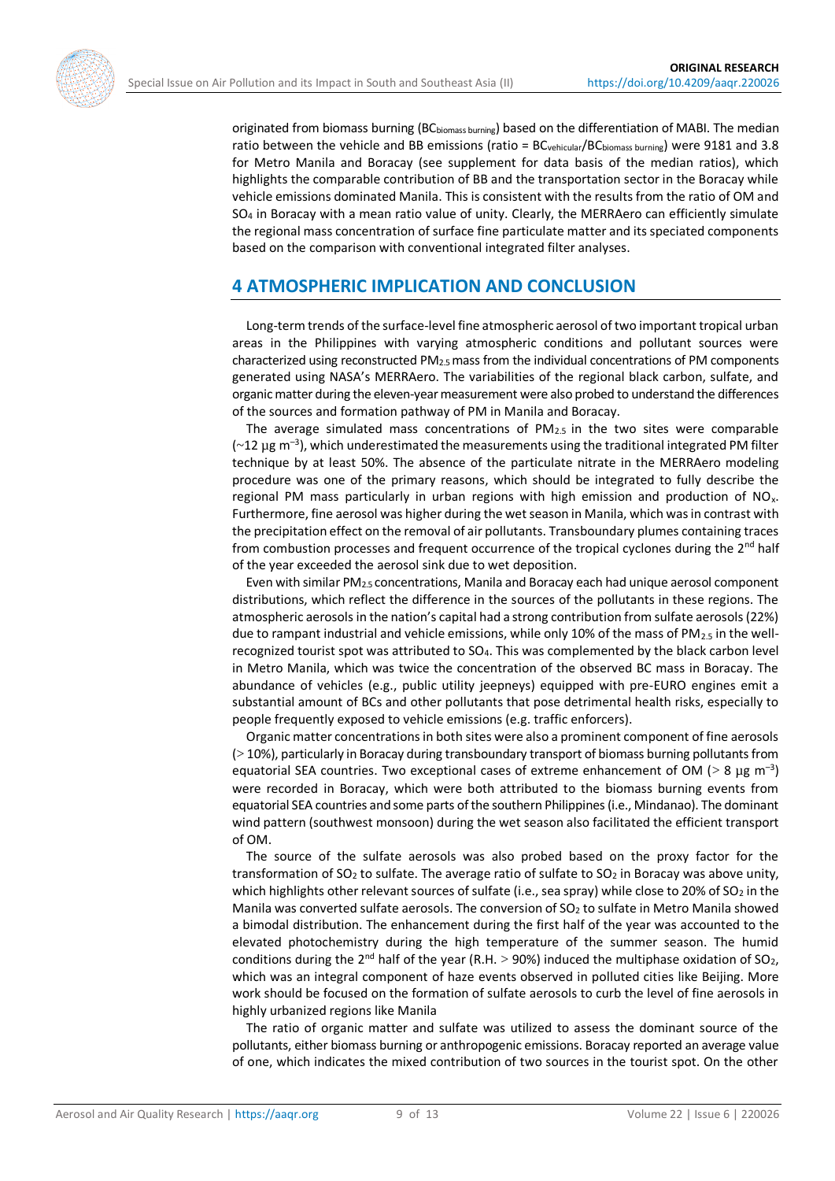originated from biomass burning ($BC_{biomass\ burning}$) based on the differentiation of MABI. The median ratio between the vehicle and BB emissions (ratio = $BC_{vehicular}/BC_{biomass\ burning}$) were 9181 and 3.8 for Metro Manila and Boracay (see supplement for data basis of the median ratios), which highlights the comparable contribution of BB and the transportation sector in the Boracay while vehicle emissions dominated Manila. This is consistent with the results from the ratio of OM and $SO_4$ in Boracay with a mean ratio value of unity. Clearly, the MERRAero can efficiently simulate the regional mass concentration of surface fine particulate matter and its speciated components based on the comparison with conventional integrated filter analyses.

## 4 ATMOSPHERIC IMPLICATION AND CONCLUSION

Long-term trends of the surface-level fine atmospheric aerosol of two important tropical urban areas in the Philippines with varying atmospheric conditions and pollutant sources were characterized using reconstructed $PM_{2.5}$ mass from the individual concentrations of PM components generated using NASA's MERRAero. The variabilities of the regional black carbon, sulfate, and organic matter during the eleven-year measurement were also probed to understand the differences of the sources and formation pathway of PM in Manila and Boracay.

The average simulated mass concentrations of $PM_{2.5}$ in the two sites were comparable (~12 µg m$^{-3}$), which underestimated the measurements using the traditional integrated PM filter technique by at least 50%. The absence of the particulate nitrate in the MERRAero modeling procedure was one of the primary reasons, which should be integrated to fully describe the regional PM mass particularly in urban regions with high emission and production of $NO_x$. Furthermore, fine aerosol was higher during the wet season in Manila, which was in contrast with the precipitation effect on the removal of air pollutants. Transboundary plumes containing traces from combustion processes and frequent occurrence of the tropical cyclones during the 2$^{nd}$ half of the year exceeded the aerosol sink due to wet deposition.

Even with similar $PM_{2.5}$ concentrations, Manila and Boracay each had unique aerosol component distributions, which reflect the difference in the sources of the pollutants in these regions. The atmospheric aerosols in the nation's capital had a strong contribution from sulfate aerosols (22%) due to rampant industrial and vehicle emissions, while only 10% of the mass of $PM_{2.5}$ in the well-recognized tourist spot was attributed to $SO_4$. This was complemented by the black carbon level in Metro Manila, which was twice the concentration of the observed BC mass in Boracay. The abundance of vehicles (e.g., public utility jeepneys) equipped with pre-EURO engines emit a substantial amount of BCs and other pollutants that pose detrimental health risks, especially to people frequently exposed to vehicle emissions (e.g. traffic enforcers).

Organic matter concentrations in both sites were also a prominent component of fine aerosols (> 10%), particularly in Boracay during transboundary transport of biomass burning pollutants from equatorial SEA countries. Two exceptional cases of extreme enhancement of OM (> 8 µg m$^{-3}$) were recorded in Boracay, which were both attributed to the biomass burning events from equatorial SEA countries and some parts of the southern Philippines (i.e., Mindanao). The dominant wind pattern (southwest monsoon) during the wet season also facilitated the efficient transport of OM.

The source of the sulfate aerosols was also probed based on the proxy factor for the transformation of $SO_2$ to sulfate. The average ratio of sulfate to $SO_2$ in Boracay was above unity, which highlights other relevant sources of sulfate (i.e., sea spray) while close to 20% of $SO_2$ in the Manila was converted sulfate aerosols. The conversion of $SO_2$ to sulfate in Metro Manila showed a bimodal distribution. The enhancement during the first half of the year was accounted to the elevated photochemistry during the high temperature of the summer season. The humid conditions during the 2$^{nd}$ half of the year (R.H. > 90%) induced the multiphase oxidation of $SO_2$, which was an integral component of haze events observed in polluted cities like Beijing. More work should be focused on the formation of sulfate aerosols to curb the level of fine aerosols in highly urbanized regions like Manila

The ratio of organic matter and sulfate was utilized to assess the dominant source of the pollutants, either biomass burning or anthropogenic emissions. Boracay reported an average value of one, which indicates the mixed contribution of two sources in the tourist spot. On the other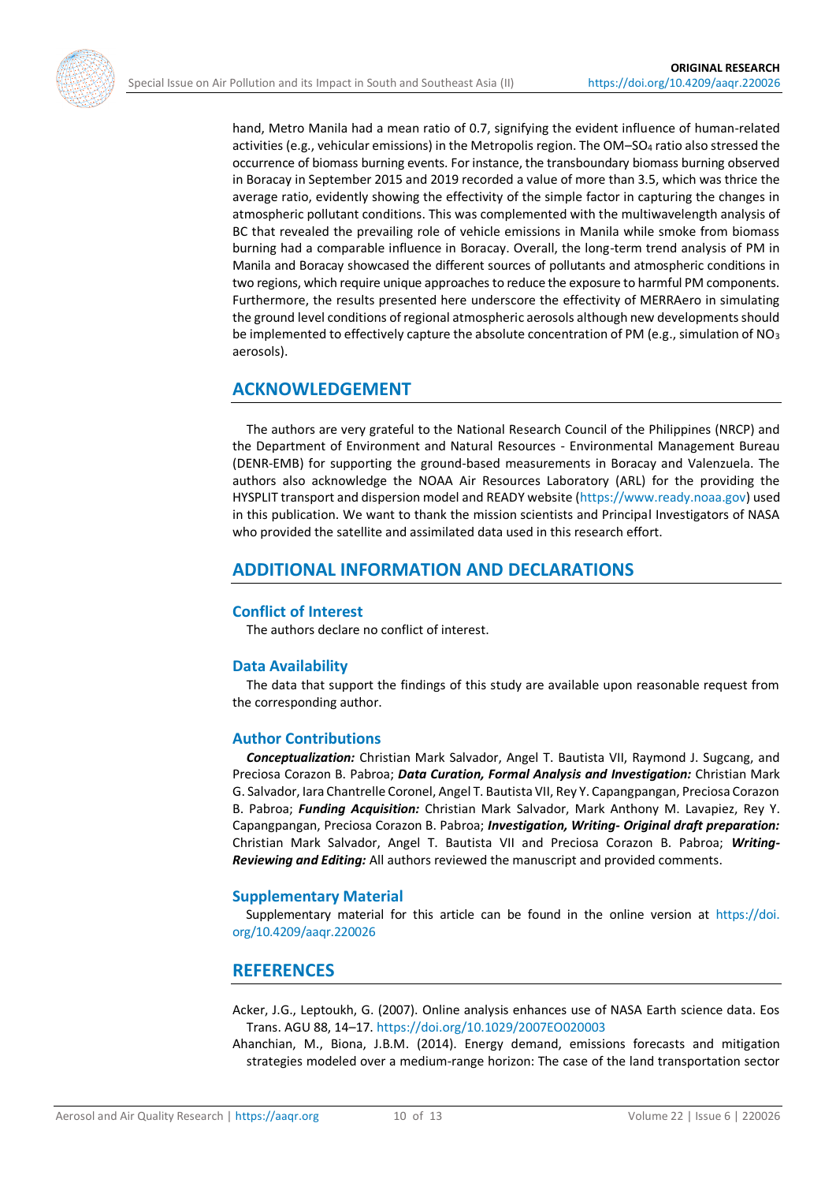hand, Metro Manila had a mean ratio of 0.7, signifying the evident influence of human-related activities (e.g., vehicular emissions) in the Metropolis region. The OM–$SO_4$ ratio also stressed the occurrence of biomass burning events. For instance, the transboundary biomass burning observed in Boracay in September 2015 and 2019 recorded a value of more than 3.5, which was thrice the average ratio, evidently showing the effectivity of the simple factor in capturing the changes in atmospheric pollutant conditions. This was complemented with the multiwavelength analysis of BC that revealed the prevailing role of vehicle emissions in Manila while smoke from biomass burning had a comparable influence in Boracay. Overall, the long-term trend analysis of PM in Manila and Boracay showcased the different sources of pollutants and atmospheric conditions in two regions, which require unique approaches to reduce the exposure to harmful PM components. Furthermore, the results presented here underscore the effectivity of MERRAero in simulating the ground level conditions of regional atmospheric aerosols although new developments should be implemented to effectively capture the absolute concentration of PM (e.g., simulation of $NO_3$ aerosols).

## ACKNOWLEDGEMENT

The authors are very grateful to the National Research Council of the Philippines (NRCP) and the Department of Environment and Natural Resources - Environmental Management Bureau (DENR-EMB) for supporting the ground-based measurements in Boracay and Valenzuela. The authors also acknowledge the NOAA Air Resources Laboratory (ARL) for the providing the HYSPLIT transport and dispersion model and READY website (https://www.ready.noaa.gov) used in this publication. We want to thank the mission scientists and Principal Investigators of NASA who provided the satellite and assimilated data used in this research effort.

## ADDITIONAL INFORMATION AND DECLARATIONS

### Conflict of Interest

The authors declare no conflict of interest.

### Data Availability

The data that support the findings of this study are available upon reasonable request from the corresponding author.

### Author Contributions

***Conceptualization:*** Christian Mark Salvador, Angel T. Bautista VII, Raymond J. Sugcang, and Preciosa Corazon B. Pabroa; ***Data Curation, Formal Analysis and Investigation:*** Christian Mark G. Salvador, Iara Chantrelle Coronel, Angel T. Bautista VII, Rey Y. Capangpangan, Preciosa Corazon B. Pabroa; ***Funding Acquisition:*** Christian Mark Salvador, Mark Anthony M. Lavapiez, Rey Y. Capangpangan, Preciosa Corazon B. Pabroa; ***Investigation, Writing- Original draft preparation:*** Christian Mark Salvador, Angel T. Bautista VII and Preciosa Corazon B. Pabroa; ***Writing-Reviewing and Editing:*** All authors reviewed the manuscript and provided comments.

### Supplementary Material

Supplementary material for this article can be found in the online version at https://doi.org/10.4209/aaqr.220026

## REFERENCES

Acker, J.G., Leptoukh, G. (2007). Online analysis enhances use of NASA Earth science data. Eos Trans. AGU 88, 14–17. https://doi.org/10.1029/2007EO020003

Ahanchian, M., Biona, J.B.M. (2014). Energy demand, emissions forecasts and mitigation strategies modeled over a medium-range horizon: The case of the land transportation sector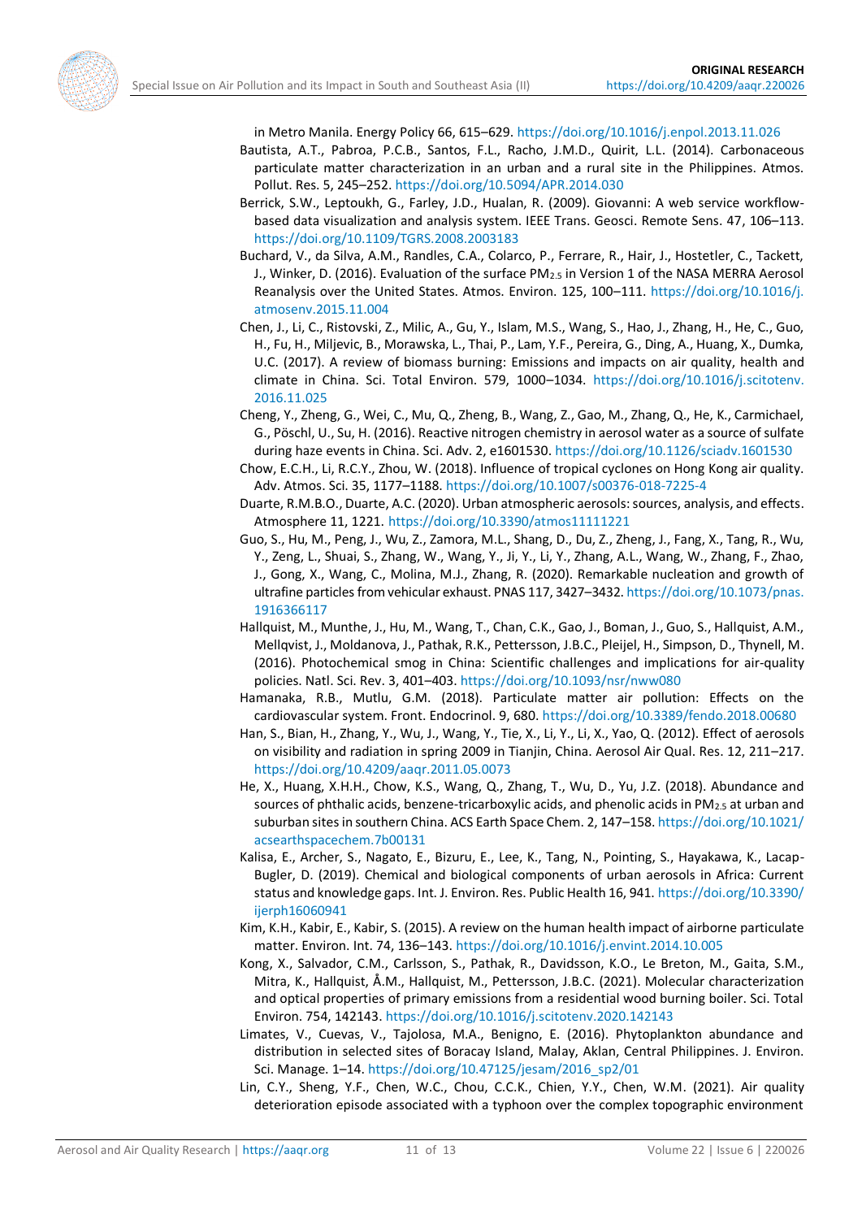in Metro Manila. Energy Policy 66, 615–629. https://doi.org/10.1016/j.enpol.2013.11.026

Bautista, A.T., Pabroa, P.C.B., Santos, F.L., Racho, J.M.D., Quirit, L.L. (2014). Carbonaceous particulate matter characterization in an urban and a rural site in the Philippines. Atmos. Pollut. Res. 5, 245–252. https://doi.org/10.5094/APR.2014.030

Berrick, S.W., Leptoukh, G., Farley, J.D., Hualan, R. (2009). Giovanni: A web service workflow-based data visualization and analysis system. IEEE Trans. Geosci. Remote Sens. 47, 106–113. https://doi.org/10.1109/TGRS.2008.2003183

Buchard, V., da Silva, A.M., Randles, C.A., Colarco, P., Ferrare, R., Hair, J., Hostetler, C., Tackett, J., Winker, D. (2016). Evaluation of the surface $PM_{2.5}$ in Version 1 of the NASA MERRA Aerosol Reanalysis over the United States. Atmos. Environ. 125, 100–111. https://doi.org/10.1016/j.atmosenv.2015.11.004

Chen, J., Li, C., Ristovski, Z., Milic, A., Gu, Y., Islam, M.S., Wang, S., Hao, J., Zhang, H., He, C., Guo, H., Fu, H., Miljevic, B., Morawska, L., Thai, P., Lam, Y.F., Pereira, G., Ding, A., Huang, X., Dumka, U.C. (2017). A review of biomass burning: Emissions and impacts on air quality, health and climate in China. Sci. Total Environ. 579, 1000–1034. https://doi.org/10.1016/j.scitotenv.2016.11.025

Cheng, Y., Zheng, G., Wei, C., Mu, Q., Zheng, B., Wang, Z., Gao, M., Zhang, Q., He, K., Carmichael, G., Pöschl, U., Su, H. (2016). Reactive nitrogen chemistry in aerosol water as a source of sulfate during haze events in China. Sci. Adv. 2, e1601530. https://doi.org/10.1126/sciadv.1601530

Chow, E.C.H., Li, R.C.Y., Zhou, W. (2018). Influence of tropical cyclones on Hong Kong air quality. Adv. Atmos. Sci. 35, 1177–1188. https://doi.org/10.1007/s00376-018-7225-4

Duarte, R.M.B.O., Duarte, A.C. (2020). Urban atmospheric aerosols: sources, analysis, and effects. Atmosphere 11, 1221. https://doi.org/10.3390/atmos11111221

Guo, S., Hu, M., Peng, J., Wu, Z., Zamora, M.L., Shang, D., Du, Z., Zheng, J., Fang, X., Tang, R., Wu, Y., Zeng, L., Shuai, S., Zhang, W., Wang, Y., Ji, Y., Li, Y., Zhang, A.L., Wang, W., Zhang, F., Zhao, J., Gong, X., Wang, C., Molina, M.J., Zhang, R. (2020). Remarkable nucleation and growth of ultrafine particles from vehicular exhaust. PNAS 117, 3427–3432. https://doi.org/10.1073/pnas.1916366117

Hallquist, M., Munthe, J., Hu, M., Wang, T., Chan, C.K., Gao, J., Boman, J., Guo, S., Hallquist, A.M., Mellqvist, J., Moldanova, J., Pathak, R.K., Pettersson, J.B.C., Pleijel, H., Simpson, D., Thynell, M. (2016). Photochemical smog in China: Scientific challenges and implications for air-quality policies. Natl. Sci. Rev. 3, 401–403. https://doi.org/10.1093/nsr/nww080

Hamanaka, R.B., Mutlu, G.M. (2018). Particulate matter air pollution: Effects on the cardiovascular system. Front. Endocrinol. 9, 680. https://doi.org/10.3389/fendo.2018.00680

Han, S., Bian, H., Zhang, Y., Wu, J., Wang, Y., Tie, X., Li, Y., Li, X., Yao, Q. (2012). Effect of aerosols on visibility and radiation in spring 2009 in Tianjin, China. Aerosol Air Qual. Res. 12, 211–217. https://doi.org/10.4209/aaqr.2011.05.0073

He, X., Huang, X.H.H., Chow, K.S., Wang, Q., Zhang, T., Wu, D., Yu, J.Z. (2018). Abundance and sources of phthalic acids, benzene-tricarboxylic acids, and phenolic acids in $PM_{2.5}$ at urban and suburban sites in southern China. ACS Earth Space Chem. 2, 147–158. https://doi.org/10.1021/acsearthspacechem.7b00131

Kalisa, E., Archer, S., Nagato, E., Bizuru, E., Lee, K., Tang, N., Pointing, S., Hayakawa, K., Lacap-Bugler, D. (2019). Chemical and biological components of urban aerosols in Africa: Current status and knowledge gaps. Int. J. Environ. Res. Public Health 16, 941. https://doi.org/10.3390/ijerph16060941

Kim, K.H., Kabir, E., Kabir, S. (2015). A review on the human health impact of airborne particulate matter. Environ. Int. 74, 136–143. https://doi.org/10.1016/j.envint.2014.10.005

Kong, X., Salvador, C.M., Carlsson, S., Pathak, R., Davidsson, K.O., Le Breton, M., Gaita, S.M., Mitra, K., Hallquist, Å.M., Hallquist, M., Pettersson, J.B.C. (2021). Molecular characterization and optical properties of primary emissions from a residential wood burning boiler. Sci. Total Environ. 754, 142143. https://doi.org/10.1016/j.scitotenv.2020.142143

Limates, V., Cuevas, V., Tajolosa, M.A., Benigno, E. (2016). Phytoplankton abundance and distribution in selected sites of Boracay Island, Malay, Aklan, Central Philippines. J. Environ. Sci. Manage. 1–14. https://doi.org/10.47125/jesam/2016_sp2/01

Lin, C.Y., Sheng, Y.F., Chen, W.C., Chou, C.C.K., Chien, Y.Y., Chen, W.M. (2021). Air quality deterioration episode associated with a typhoon over the complex topographic environment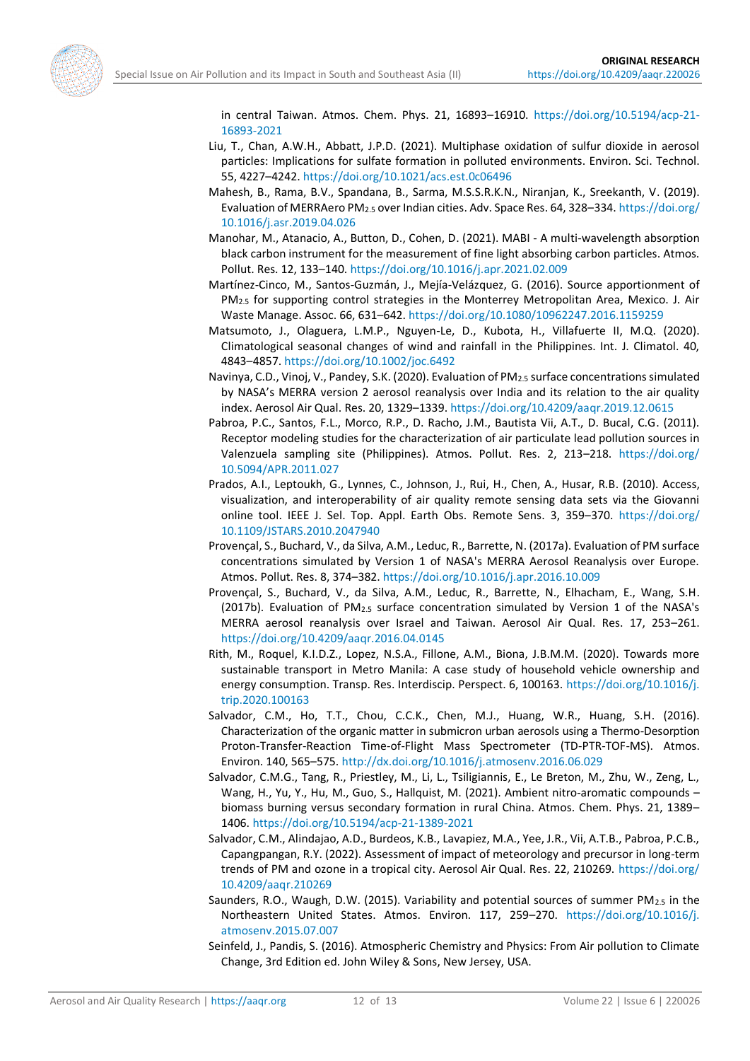in central Taiwan. Atmos. Chem. Phys. 21, 16893–16910. https://doi.org/10.5194/acp-21-16893-2021

Liu, T., Chan, A.W.H., Abbatt, J.P.D. (2021). Multiphase oxidation of sulfur dioxide in aerosol particles: Implications for sulfate formation in polluted environments. Environ. Sci. Technol. 55, 4227–4242. https://doi.org/10.1021/acs.est.0c06496

Mahesh, B., Rama, B.V., Spandana, B., Sarma, M.S.S.R.K.N., Niranjan, K., Sreekanth, V. (2019). Evaluation of MERRAero $PM_{2.5}$ over Indian cities. Adv. Space Res. 64, 328–334. https://doi.org/10.1016/j.asr.2019.04.026

Manohar, M., Atanacio, A., Button, D., Cohen, D. (2021). MABI - A multi-wavelength absorption black carbon instrument for the measurement of fine light absorbing carbon particles. Atmos. Pollut. Res. 12, 133–140. https://doi.org/10.1016/j.apr.2021.02.009

Martínez-Cinco, M., Santos-Guzmán, J., Mejía-Velázquez, G. (2016). Source apportionment of $PM_{2.5}$ for supporting control strategies in the Monterrey Metropolitan Area, Mexico. J. Air Waste Manage. Assoc. 66, 631–642. https://doi.org/10.1080/10962247.2016.1159259

Matsumoto, J., Olaguera, L.M.P., Nguyen-Le, D., Kubota, H., Villafuerte II, M.Q. (2020). Climatological seasonal changes of wind and rainfall in the Philippines. Int. J. Climatol. 40, 4843–4857. https://doi.org/10.1002/joc.6492

Navinya, C.D., Vinoj, V., Pandey, S.K. (2020). Evaluation of $PM_{2.5}$ surface concentrations simulated by NASA's MERRA version 2 aerosol reanalysis over India and its relation to the air quality index. Aerosol Air Qual. Res. 20, 1329–1339. https://doi.org/10.4209/aaqr.2019.12.0615

Pabroa, P.C., Santos, F.L., Morco, R.P., D. Racho, J.M., Bautista Vii, A.T., D. Bucal, C.G. (2011). Receptor modeling studies for the characterization of air particulate lead pollution sources in Valenzuela sampling site (Philippines). Atmos. Pollut. Res. 2, 213–218. https://doi.org/10.5094/APR.2011.027

Prados, A.I., Leptoukh, G., Lynnes, C., Johnson, J., Rui, H., Chen, A., Husar, R.B. (2010). Access, visualization, and interoperability of air quality remote sensing data sets via the Giovanni online tool. IEEE J. Sel. Top. Appl. Earth Obs. Remote Sens. 3, 359–370. https://doi.org/10.1109/JSTARS.2010.2047940

Provençal, S., Buchard, V., da Silva, A.M., Leduc, R., Barrette, N. (2017a). Evaluation of PM surface concentrations simulated by Version 1 of NASA's MERRA Aerosol Reanalysis over Europe. Atmos. Pollut. Res. 8, 374–382. https://doi.org/10.1016/j.apr.2016.10.009

Provençal, S., Buchard, V., da Silva, A.M., Leduc, R., Barrette, N., Elhacham, E., Wang, S.H. (2017b). Evaluation of $PM_{2.5}$ surface concentration simulated by Version 1 of the NASA's MERRA aerosol reanalysis over Israel and Taiwan. Aerosol Air Qual. Res. 17, 253–261. https://doi.org/10.4209/aaqr.2016.04.0145

Rith, M., Roquel, K.I.D.Z., Lopez, N.S.A., Fillone, A.M., Biona, J.B.M.M. (2020). Towards more sustainable transport in Metro Manila: A case study of household vehicle ownership and energy consumption. Transp. Res. Interdiscip. Perspect. 6, 100163. https://doi.org/10.1016/j.trip.2020.100163

Salvador, C.M., Ho, T.T., Chou, C.C.K., Chen, M.J., Huang, W.R., Huang, S.H. (2016). Characterization of the organic matter in submicron urban aerosols using a Thermo-Desorption Proton-Transfer-Reaction Time-of-Flight Mass Spectrometer (TD-PTR-TOF-MS). Atmos. Environ. 140, 565–575. http://dx.doi.org/10.1016/j.atmosenv.2016.06.029

Salvador, C.M.G., Tang, R., Priestley, M., Li, L., Tsiligiannis, E., Le Breton, M., Zhu, W., Zeng, L., Wang, H., Yu, Y., Hu, M., Guo, S., Hallquist, M. (2021). Ambient nitro-aromatic compounds – biomass burning versus secondary formation in rural China. Atmos. Chem. Phys. 21, 1389–1406. https://doi.org/10.5194/acp-21-1389-2021

Salvador, C.M., Alindajao, A.D., Burdeos, K.B., Lavapiez, M.A., Yee, J.R., Vii, A.T.B., Pabroa, P.C.B., Capangpangan, R.Y. (2022). Assessment of impact of meteorology and precursor in long-term trends of PM and ozone in a tropical city. Aerosol Air Qual. Res. 22, 210269. https://doi.org/10.4209/aaqr.210269

Saunders, R.O., Waugh, D.W. (2015). Variability and potential sources of summer $PM_{2.5}$ in the Northeastern United States. Atmos. Environ. 117, 259–270. https://doi.org/10.1016/j.atmosenv.2015.07.007

Seinfeld, J., Pandis, S. (2016). Atmospheric Chemistry and Physics: From Air pollution to Climate Change, 3rd Edition ed. John Wiley & Sons, New Jersey, USA.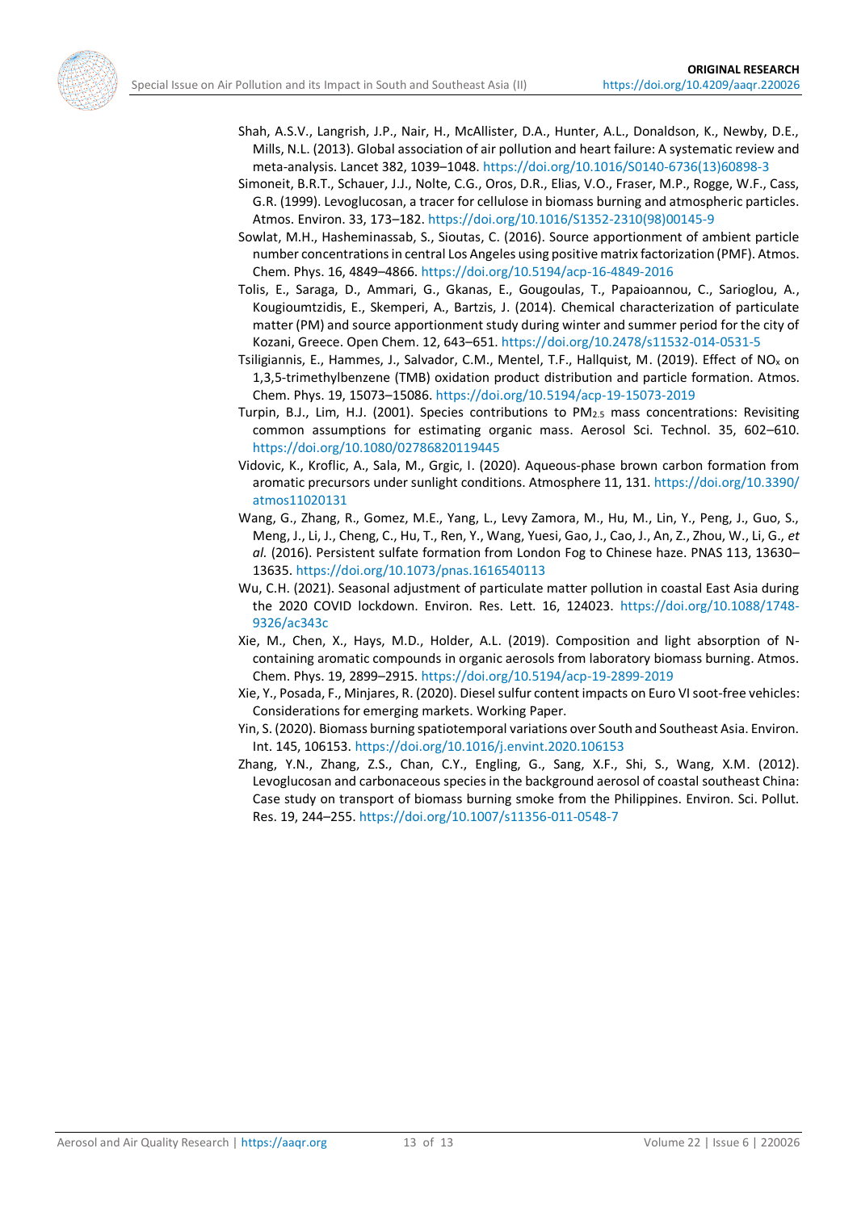Shah, A.S.V., Langrish, J.P., Nair, H., McAllister, D.A., Hunter, A.L., Donaldson, K., Newby, D.E., Mills, N.L. (2013). Global association of air pollution and heart failure: A systematic review and meta-analysis. Lancet 382, 1039–1048. https://doi.org/10.1016/S0140-6736(13)60898-3

Simoneit, B.R.T., Schauer, J.J., Nolte, C.G., Oros, D.R., Elias, V.O., Fraser, M.P., Rogge, W.F., Cass, G.R. (1999). Levoglucosan, a tracer for cellulose in biomass burning and atmospheric particles. Atmos. Environ. 33, 173–182. https://doi.org/10.1016/S1352-2310(98)00145-9

Sowlat, M.H., Hasheminassab, S., Sioutas, C. (2016). Source apportionment of ambient particle number concentrations in central Los Angeles using positive matrix factorization (PMF). Atmos. Chem. Phys. 16, 4849–4866. https://doi.org/10.5194/acp-16-4849-2016

Tolis, E., Saraga, D., Ammari, G., Gkanas, E., Gougoulas, T., Papaioannou, C., Sarioglou, A., Kougioumtzidis, E., Skemperi, A., Bartzis, J. (2014). Chemical characterization of particulate matter (PM) and source apportionment study during winter and summer period for the city of Kozani, Greece. Open Chem. 12, 643–651. https://doi.org/10.2478/s11532-014-0531-5

Tsiligiannis, E., Hammes, J., Salvador, C.M., Mentel, T.F., Hallquist, M. (2019). Effect of $NO_x$ on 1,3,5-trimethylbenzene (TMB) oxidation product distribution and particle formation. Atmos. Chem. Phys. 19, 15073–15086. https://doi.org/10.5194/acp-19-15073-2019

Turpin, B.J., Lim, H.J. (2001). Species contributions to $PM_{2.5}$ mass concentrations: Revisiting common assumptions for estimating organic mass. Aerosol Sci. Technol. 35, 602–610. https://doi.org/10.1080/02786820119445

Vidovic, K., Kroflic, A., Sala, M., Grgic, I. (2020). Aqueous-phase brown carbon formation from aromatic precursors under sunlight conditions. Atmosphere 11, 131. https://doi.org/10.3390/atmos11020131

Wang, G., Zhang, R., Gomez, M.E., Yang, L., Levy Zamora, M., Hu, M., Lin, Y., Peng, J., Guo, S., Meng, J., Li, J., Cheng, C., Hu, T., Ren, Y., Wang, Yuesi, Gao, J., Cao, J., An, Z., Zhou, W., Li, G., *et al.* (2016). Persistent sulfate formation from London Fog to Chinese haze. PNAS 113, 13630–13635. https://doi.org/10.1073/pnas.1616540113

Wu, C.H. (2021). Seasonal adjustment of particulate matter pollution in coastal East Asia during the 2020 COVID lockdown. Environ. Res. Lett. 16, 124023. https://doi.org/10.1088/1748-9326/ac343c

Xie, M., Chen, X., Hays, M.D., Holder, A.L. (2019). Composition and light absorption of N-containing aromatic compounds in organic aerosols from laboratory biomass burning. Atmos. Chem. Phys. 19, 2899–2915. https://doi.org/10.5194/acp-19-2899-2019

Xie, Y., Posada, F., Minjares, R. (2020). Diesel sulfur content impacts on Euro VI soot-free vehicles: Considerations for emerging markets. Working Paper.

Yin, S. (2020). Biomass burning spatiotemporal variations over South and Southeast Asia. Environ. Int. 145, 106153. https://doi.org/10.1016/j.envint.2020.106153

Zhang, Y.N., Zhang, Z.S., Chan, C.Y., Engling, G., Sang, X.F., Shi, S., Wang, X.M. (2012). Levoglucosan and carbonaceous species in the background aerosol of coastal southeast China: Case study on transport of biomass burning smoke from the Philippines. Environ. Sci. Pollut. Res. 19, 244–255. https://doi.org/10.1007/s11356-011-0548-7